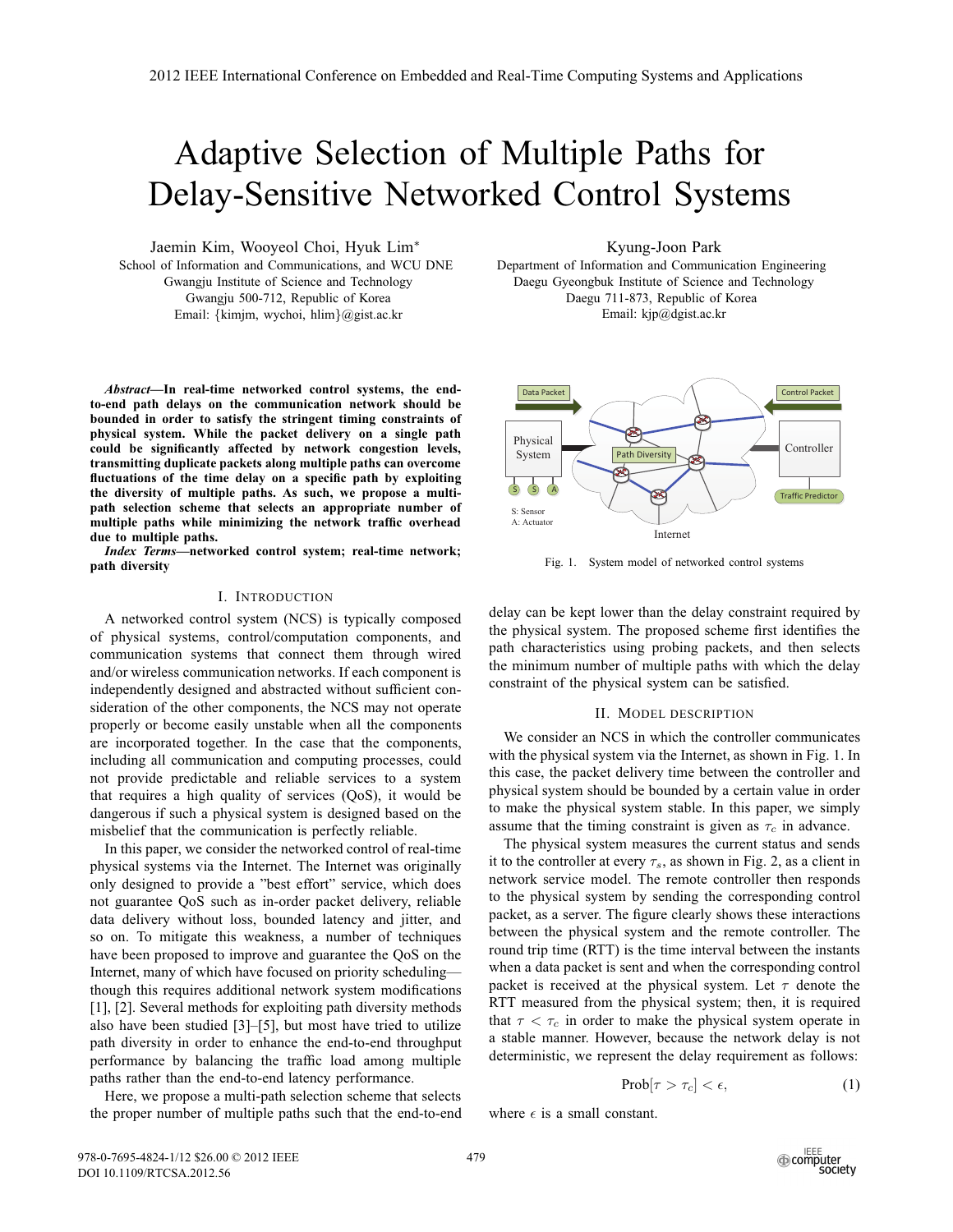# Adaptive Selection of Multiple Paths for Delay-Sensitive Networked Control Systems

Jaemin Kim, Wooyeol Choi, Hyuk Lim*
School of Information and Communications, and WCU DNE
Gwangju Institute of Science and Technology
Gwangju 500-712, Republic of Korea
Email: {kimjm, wychoi, hlim}@gist.ac.kr

Kyung-Joon Park
Department of Information and Communication Engineering
Daegu Gyeongbuk Institute of Science and Technology
Daegu 711-873, Republic of Korea
Email: kjp@dgist.ac.kr

***Abstract*—In real-time networked control systems, the end-to-end path delays on the communication network should be bounded in order to satisfy the stringent timing constraints of physical system. While the packet delivery on a single path could be significantly affected by network congestion levels, transmitting duplicate packets along multiple paths can overcome fluctuations of the time delay on a specific path by exploiting the diversity of multiple paths. As such, we propose a multi-path selection scheme that selects an appropriate number of multiple paths while minimizing the network traffic overhead due to multiple paths.**

***Index Terms*—networked control system; real-time network; path diversity**

## I. Introduction

A networked control system (NCS) is typically composed of physical systems, control/computation components, and communication systems that connect them through wired and/or wireless communication networks. If each component is independently designed and abstracted without sufficient consideration of the other components, the NCS may not operate properly or become easily unstable when all the components are incorporated together. In the case that the components, including all communication and computing processes, could not provide predictable and reliable services to a system that requires a high quality of services (QoS), it would be dangerous if such a physical system is designed based on the misbelief that the communication is perfectly reliable.

In this paper, we consider the networked control of real-time physical systems via the Internet. The Internet was originally only designed to provide a "best effort" service, which does not guarantee QoS such as in-order packet delivery, reliable data delivery without loss, bounded latency and jitter, and so on. To mitigate this weakness, a number of techniques have been proposed to improve and guarantee the QoS on the Internet, many of which have focused on priority scheduling—though this requires additional network system modifications [1], [2]. Several methods for exploiting path diversity methods also have been studied [3]–[5], but most have tried to utilize path diversity in order to enhance the end-to-end throughput performance by balancing the traffic load among multiple paths rather than the end-to-end latency performance.

Here, we propose a multi-path selection scheme that selects the proper number of multiple paths such that the end-to-end delay can be kept lower than the delay constraint required by the physical system. The proposed scheme first identifies the path characteristics using probing packets, and then selects the minimum number of multiple paths with which the delay constraint of the physical system can be satisfied.

Data Packet | Control Packet | Physical System | Path Diversity | Controller | Traffic Predictor | S | S | A | S: Sensor | A: Actuator | Internet

Fig. 1. System model of networked control systems

## II. Model Description

We consider an NCS in which the controller communicates with the physical system via the Internet, as shown in Fig. 1. In this case, the packet delivery time between the controller and physical system should be bounded by a certain value in order to make the physical system stable. In this paper, we simply assume that the timing constraint is given as $\tau_c$ in advance.

The physical system measures the current status and sends it to the controller at every $\tau_s$, as shown in Fig. 2, as a client in network service model. The remote controller then responds to the physical system by sending the corresponding control packet, as a server. The figure clearly shows these interactions between the physical system and the remote controller. The round trip time (RTT) is the time interval between the instants when a data packet is sent and when the corresponding control packet is received at the physical system. Let $\tau$ denote the RTT measured from the physical system; then, it is required that $\tau < \tau_c$ in order to make the physical system operate in a stable manner. However, because the network delay is not deterministic, we represent the delay requirement as follows:

$$\text{Prob}[\tau > \tau_c] < \epsilon, \tag{1}$$

where $\epsilon$ is a small constant.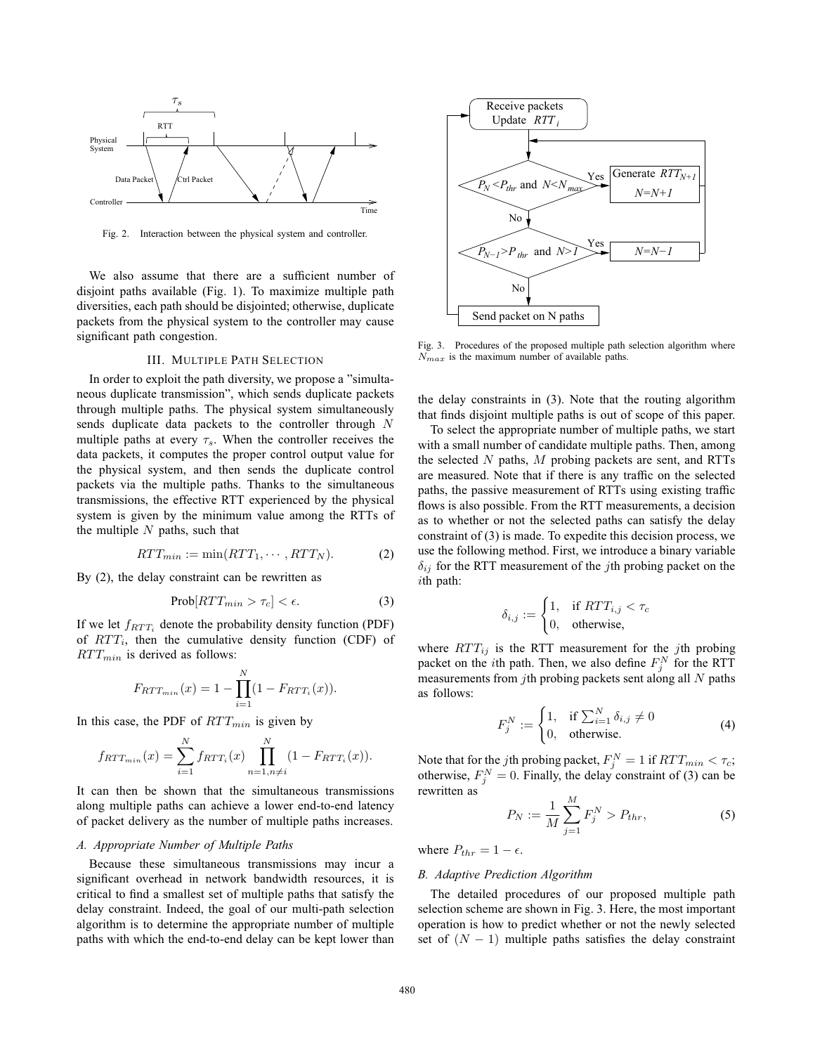Fig. 2. Interaction between the physical system and controller.

We also assume that there are a sufficient number of disjoint paths available (Fig. 1). To maximize multiple path diversities, each path should be disjointed; otherwise, duplicate packets from the physical system to the controller may cause significant path congestion.

## III. Multiple Path Selection

In order to exploit the path diversity, we propose a "simultaneous duplicate transmission", which sends duplicate packets through multiple paths. The physical system simultaneously sends duplicate data packets to the controller through $N$ multiple paths at every $\tau_s$. When the controller receives the data packets, it computes the proper control output value for the physical system, and then sends the duplicate control packets via the multiple paths. Thanks to the simultaneous transmissions, the effective RTT experienced by the physical system is given by the minimum value among the RTTs of the multiple $N$ paths, such that

$$RTT_{min} := \min(RTT_1, \cdots, RTT_N). \tag{2}$$

By (2), the delay constraint can be rewritten as

$$\text{Prob}[RTT_{min} > \tau_c] < \epsilon. \tag{3}$$

If we let $f_{RTT_i}$ denote the probability density function (PDF) of $RTT_i$, then the cumulative density function (CDF) of $RTT_{min}$ is derived as follows:

$$F_{RTT_{min}}(x) = 1 - \prod_{i=1}^{N}(1 - F_{RTT_i}(x)).$$

In this case, the PDF of $RTT_{min}$ is given by

$$f_{RTT_{min}}(x) = \sum_{i=1}^{N} f_{RTT_i}(x) \prod_{n=1, n\neq i}^{N}(1 - F_{RTT_i}(x)).$$

It can then be shown that the simultaneous transmissions along multiple paths can achieve a lower end-to-end latency of packet delivery as the number of multiple paths increases.

### A. Appropriate Number of Multiple Paths

Because these simultaneous transmissions may incur a significant overhead in network bandwidth resources, it is critical to find a smallest set of multiple paths that satisfy the delay constraint. Indeed, the goal of our multi-path selection algorithm is to determine the appropriate number of multiple paths with which the end-to-end delay can be kept lower than the delay constraints in (3). Note that the routing algorithm that finds disjoint multiple paths is out of scope of this paper.

To select the appropriate number of multiple paths, we start with a small number of candidate multiple paths. Then, among the selected $N$ paths, $M$ probing packets are sent, and RTTs are measured. Note that if there is any traffic on the selected paths, the passive measurement of RTTs using existing traffic flows is also possible. From the RTT measurements, a decision as to whether or not the selected paths can satisfy the delay constraint of (3) is made. To expedite this decision process, we use the following method. First, we introduce a binary variable $\delta_{ij}$ for the RTT measurement of the $j$th probing packet on the $i$th path:

$$\delta_{i,j} := \begin{cases} 1, & \text{if } RTT_{i,j} < \tau_c \\ 0, & \text{otherwise,} \end{cases}$$

where $RTT_{ij}$ is the RTT measurement for the $j$th probing packet on the $i$th path. Then, we also define $F_j^N$ for the RTT measurements from $j$th probing packets sent along all $N$ paths as follows:

$$F_j^N := \begin{cases} 1, & \text{if } \sum_{i=1}^{N} \delta_{i,j} \neq 0 \\ 0, & \text{otherwise.} \end{cases} \tag{4}$$

Note that for the $j$th probing packet, $F_j^N = 1$ if $RTT_{min} < \tau_c$; otherwise, $F_j^N = 0$. Finally, the delay constraint of (3) can be rewritten as

$$P_N := \frac{1}{M}\sum_{j=1}^{M} F_j^N > P_{thr}, \tag{5}$$

where $P_{thr} = 1 - \epsilon$.

Fig. 3. Procedures of the proposed multiple path selection algorithm where $N_{max}$ is the maximum number of available paths.

### B. Adaptive Prediction Algorithm

The detailed procedures of our proposed multiple path selection scheme are shown in Fig. 3. Here, the most important operation is how to predict whether or not the newly selected set of $(N-1)$ multiple paths satisfies the delay constraint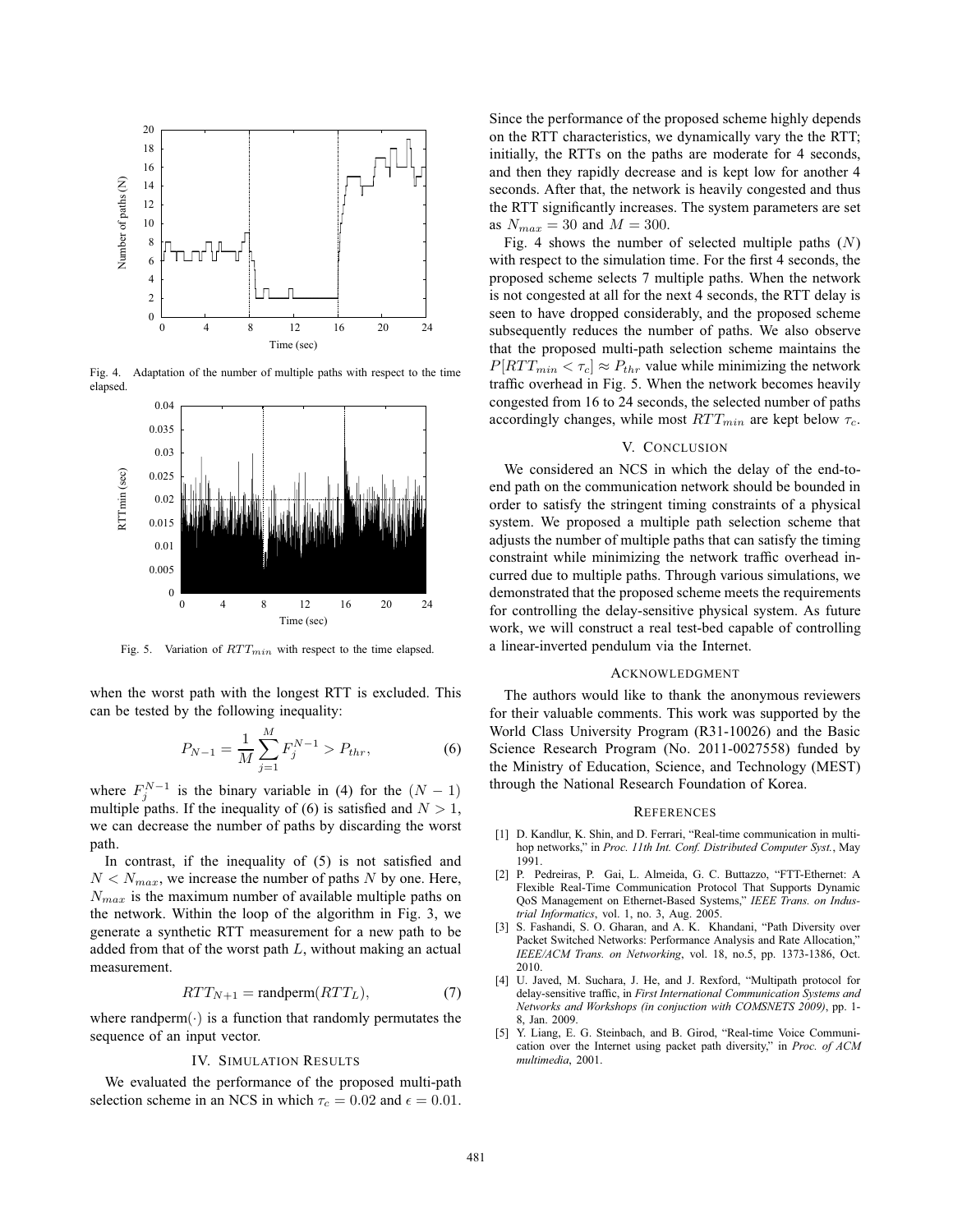20
18
16
14
12
10
8
6
4
2
0

Number of paths (N)

0 4 8 12 16 20 24

Time (sec)

Fig. 4. Adaptation of the number of multiple paths with respect to the time elapsed.

0.04
0.035
0.03
0.025
0.02
0.015
0.01
0.005
0

RTTmin (sec)

0 4 8 12 16 20 24

Time (sec)

Fig. 5. Variation of $RTT_{min}$ with respect to the time elapsed.

when the worst path with the longest RTT is excluded. This can be tested by the following inequality:

$$P_{N-1} = \frac{1}{M} \sum_{j=1}^{M} F_j^{N-1} > P_{thr}, \tag{6}$$

where $F_j^{N-1}$ is the binary variable in (4) for the $(N-1)$ multiple paths. If the inequality of (6) is satisfied and $N > 1$, we can decrease the number of paths by discarding the worst path.

In contrast, if the inequality of (5) is not satisfied and $N < N_{max}$, we increase the number of paths $N$ by one. Here, $N_{max}$ is the maximum number of available multiple paths on the network. Within the loop of the algorithm in Fig. 3, we generate a synthetic RTT measurement for a new path to be added from that of the worst path $L$, without making an actual measurement.

$$RTT_{N+1} = \text{randperm}(RTT_L), \tag{7}$$

where randperm$(\cdot)$ is a function that randomly permutates the sequence of an input vector.

## IV. Simulation Results

We evaluated the performance of the proposed multi-path selection scheme in an NCS in which $\tau_c = 0.02$ and $\epsilon = 0.01$. Since the performance of the proposed scheme highly depends on the RTT characteristics, we dynamically vary the the RTT; initially, the RTTs on the paths are moderate for 4 seconds, and then they rapidly decrease and is kept low for another 4 seconds. After that, the network is heavily congested and thus the RTT significantly increases. The system parameters are set as $N_{max} = 30$ and $M = 300$.

Fig. 4 shows the number of selected multiple paths ($N$) with respect to the simulation time. For the first 4 seconds, the proposed scheme selects 7 multiple paths. When the network is not congested at all for the next 4 seconds, the RTT delay is seen to have dropped considerably, and the proposed scheme subsequently reduces the number of paths. We also observe that the proposed multi-path selection scheme maintains the $P[RTT_{min} < \tau_c] \approx P_{thr}$ value while minimizing the network traffic overhead in Fig. 5. When the network becomes heavily congested from 16 to 24 seconds, the selected number of paths accordingly changes, while most $RTT_{min}$ are kept below $\tau_c$.

## V. Conclusion

We considered an NCS in which the delay of the end-to-end path on the communication network should be bounded in order to satisfy the stringent timing constraints of a physical system. We proposed a multiple path selection scheme that adjusts the number of multiple paths that can satisfy the timing constraint while minimizing the network traffic overhead incurred due to multiple paths. Through various simulations, we demonstrated that the proposed scheme meets the requirements for controlling the delay-sensitive physical system. As future work, we will construct a real test-bed capable of controlling a linear-inverted pendulum via the Internet.

## Acknowledgment

The authors would like to thank the anonymous reviewers for their valuable comments. This work was supported by the World Class University Program (R31-10026) and the Basic Science Research Program (No. 2011-0027558) funded by the Ministry of Education, Science, and Technology (MEST) through the National Research Foundation of Korea.

## References

[1] D. Kandlur, K. Shin, and D. Ferrari, "Real-time communication in multi-hop networks," in *Proc. 11th Int. Conf. Distributed Computer Syst.*, May 1991.

[2] P. Pedreiras, P. Gai, L. Almeida, G. C. Buttazzo, "FTT-Ethernet: A Flexible Real-Time Communication Protocol That Supports Dynamic QoS Management on Ethernet-Based Systems," *IEEE Trans. on Industrial Informatics*, vol. 1, no. 3, Aug. 2005.

[3] S. Fashandi, S. O. Gharan, and A. K. Khandani, "Path Diversity over Packet Switched Networks: Performance Analysis and Rate Allocation," *IEEE/ACM Trans. on Networking*, vol. 18, no.5, pp. 1373-1386, Oct. 2010.

[4] U. Javed, M. Suchara, J. He, and J. Rexford, "Multipath protocol for delay-sensitive traffic, in *First International Communication Systems and Networks and Workshops (in conjuction with COMSNETS 2009)*, pp. 1-8, Jan. 2009.

[5] Y. Liang, E. G. Steinbach, and B. Girod, "Real-time Voice Communication over the Internet using packet path diversity," in *Proc. of ACM multimedia*, 2001.